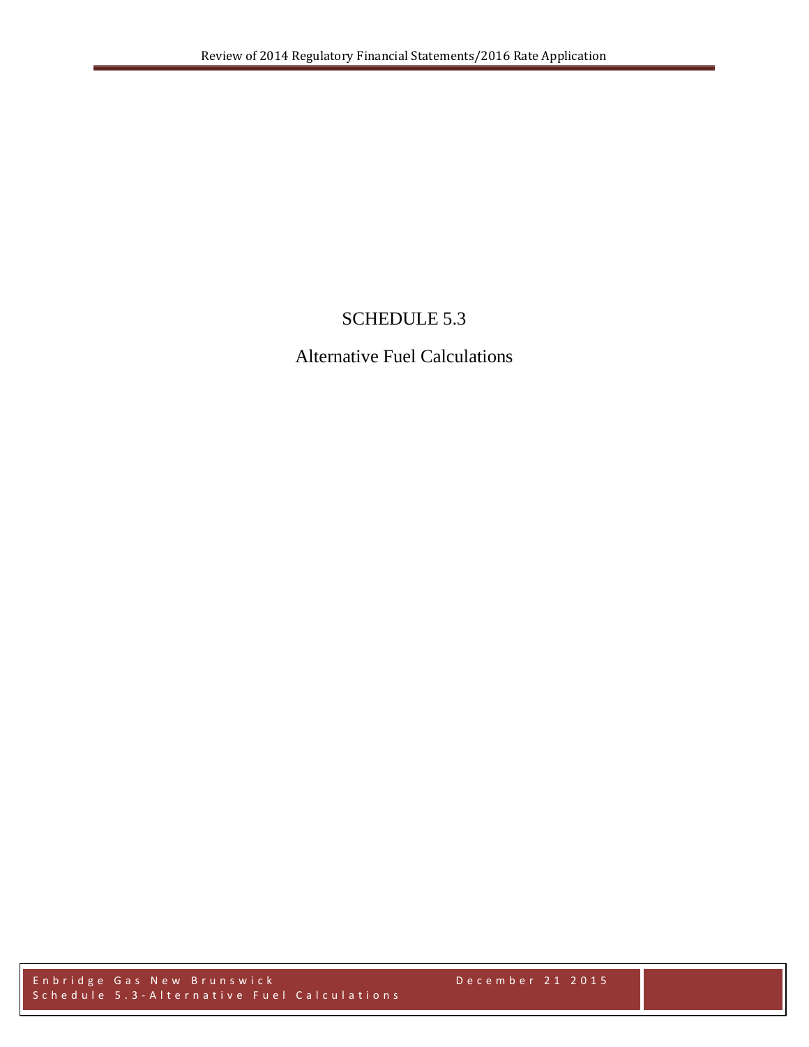# SCHEDULE 5.3

## Alternative Fuel Calculations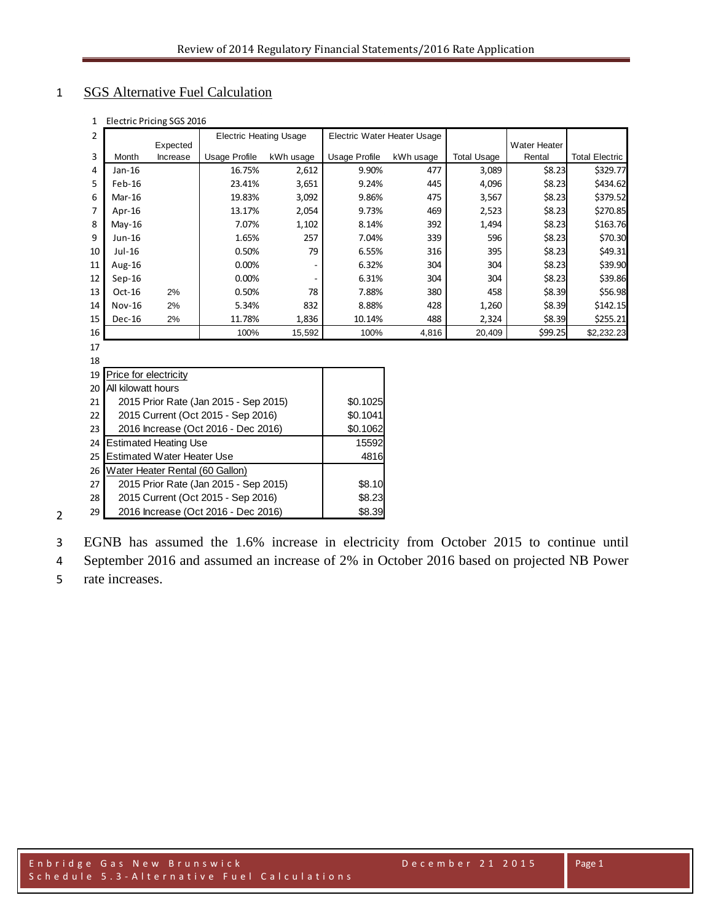## SGS Alternative Fuel Calculation

Electric Pricing SGS 2016

| Month | Expected Increase | Electric Heating Usage - Usage Profile | Electric Heating Usage - kWh usage | Electric Water Heater Usage - Usage Profile | Electric Water Heater Usage - kWh usage | Total Usage | Water Heater Rental | Total Electric |
|---|---|---|---|---|---|---|---|---|
| Jan-16 | | 16.75% | 2,612 | 9.90% | 477 | 3,089 | $8.23 | $329.77 |
| Feb-16 | | 23.41% | 3,651 | 9.24% | 445 | 4,096 | $8.23 | $434.62 |
| Mar-16 | | 19.83% | 3,092 | 9.86% | 475 | 3,567 | $8.23 | $379.52 |
| Apr-16 | | 13.17% | 2,054 | 9.73% | 469 | 2,523 | $8.23 | $270.85 |
| May-16 | | 7.07% | 1,102 | 8.14% | 392 | 1,494 | $8.23 | $163.76 |
| Jun-16 | | 1.65% | 257 | 7.04% | 339 | 596 | $8.23 | $70.30 |
| Jul-16 | | 0.50% | 79 | 6.55% | 316 | 395 | $8.23 | $49.31 |
| Aug-16 | | 0.00% | - | 6.32% | 304 | 304 | $8.23 | $39.90 |
| Sep-16 | | 0.00% | - | 6.31% | 304 | 304 | $8.23 | $39.86 |
| Oct-16 | 2% | 0.50% | 78 | 7.88% | 380 | 458 | $8.39 | $56.98 |
| Nov-16 | 2% | 5.34% | 832 | 8.88% | 428 | 1,260 | $8.39 | $142.15 |
| Dec-16 | 2% | 11.78% | 1,836 | 10.14% | 488 | 2,324 | $8.39 | $255.21 |
| | | 100% | 15,592 | 100% | 4,816 | 20,409 | $99.25 | $2,232.23 |

| Price for electricity | |
|---|---|
| All kilowatt hours | |
| 2015 Prior Rate (Jan 2015 - Sep 2015) | $0.1025 |
| 2015 Current (Oct 2015 - Sep 2016) | $0.1041 |
| 2016 Increase (Oct 2016 - Dec 2016) | $0.1062 |
| Estimated Heating Use | 15592 |
| Estimated Water Heater Use | 4816 |
| Water Heater Rental (60 Gallon) | |
| 2015 Prior Rate (Jan 2015 - Sep 2015) | $8.10 |
| 2015 Current (Oct 2015 - Sep 2016) | $8.23 |
| 2016 Increase (Oct 2016 - Dec 2016) | $8.39 |

EGNB has assumed the 1.6% increase in electricity from October 2015 to continue until September 2016 and assumed an increase of 2% in October 2016 based on projected NB Power rate increases.